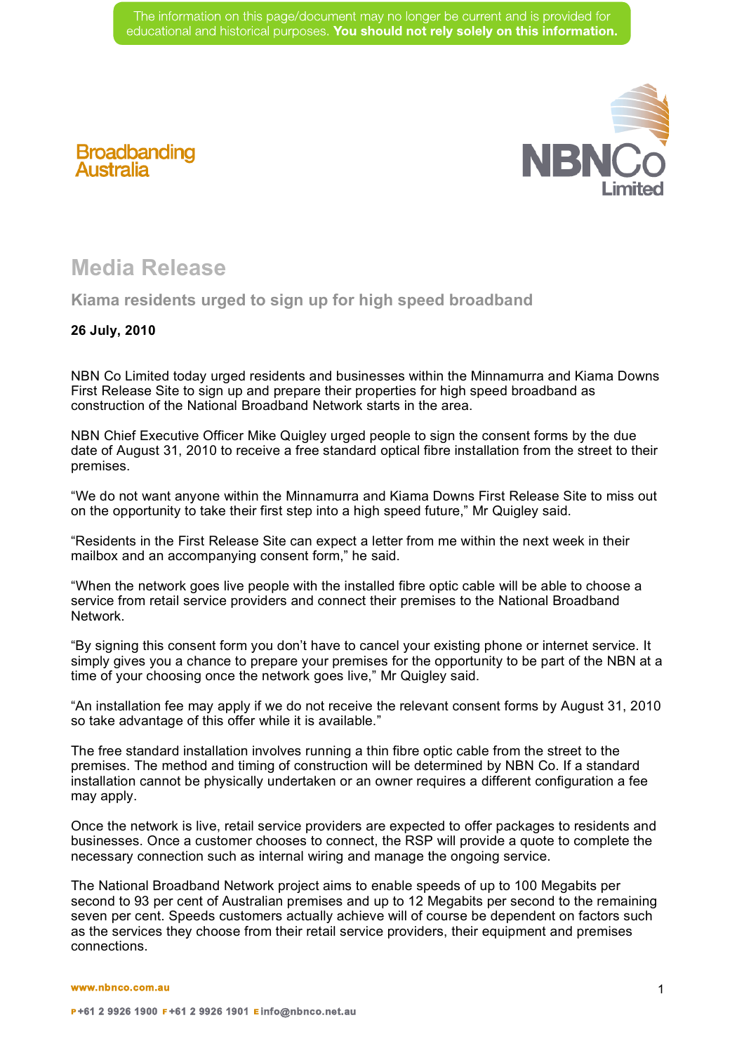The information on this page/document may no longer be current and is provided for educational and historical purposes. **You should not rely solely on this information.**

Broadbanding Australia

NBNCo Limited

# Media Release

## Kiama residents urged to sign up for high speed broadband

**26 July, 2010**

NBN Co Limited today urged residents and businesses within the Minnamurra and Kiama Downs First Release Site to sign up and prepare their properties for high speed broadband as construction of the National Broadband Network starts in the area.

NBN Chief Executive Officer Mike Quigley urged people to sign the consent forms by the due date of August 31, 2010 to receive a free standard optical fibre installation from the street to their premises.

"We do not want anyone within the Minnamurra and Kiama Downs First Release Site to miss out on the opportunity to take their first step into a high speed future," Mr Quigley said.

"Residents in the First Release Site can expect a letter from me within the next week in their mailbox and an accompanying consent form," he said.

"When the network goes live people with the installed fibre optic cable will be able to choose a service from retail service providers and connect their premises to the National Broadband Network.

"By signing this consent form you don't have to cancel your existing phone or internet service. It simply gives you a chance to prepare your premises for the opportunity to be part of the NBN at a time of your choosing once the network goes live," Mr Quigley said.

"An installation fee may apply if we do not receive the relevant consent forms by August 31, 2010 so take advantage of this offer while it is available."

The free standard installation involves running a thin fibre optic cable from the street to the premises. The method and timing of construction will be determined by NBN Co. If a standard installation cannot be physically undertaken or an owner requires a different configuration a fee may apply.

Once the network is live, retail service providers are expected to offer packages to residents and businesses. Once a customer chooses to connect, the RSP will provide a quote to complete the necessary connection such as internal wiring and manage the ongoing service.

The National Broadband Network project aims to enable speeds of up to 100 Megabits per second to 93 per cent of Australian premises and up to 12 Megabits per second to the remaining seven per cent. Speeds customers actually achieve will of course be dependent on factors such as the services they choose from their retail service providers, their equipment and premises connections.

www.nbnco.com.au

P +61 2 9926 1900 F +61 2 9926 1901 E info@nbnco.net.au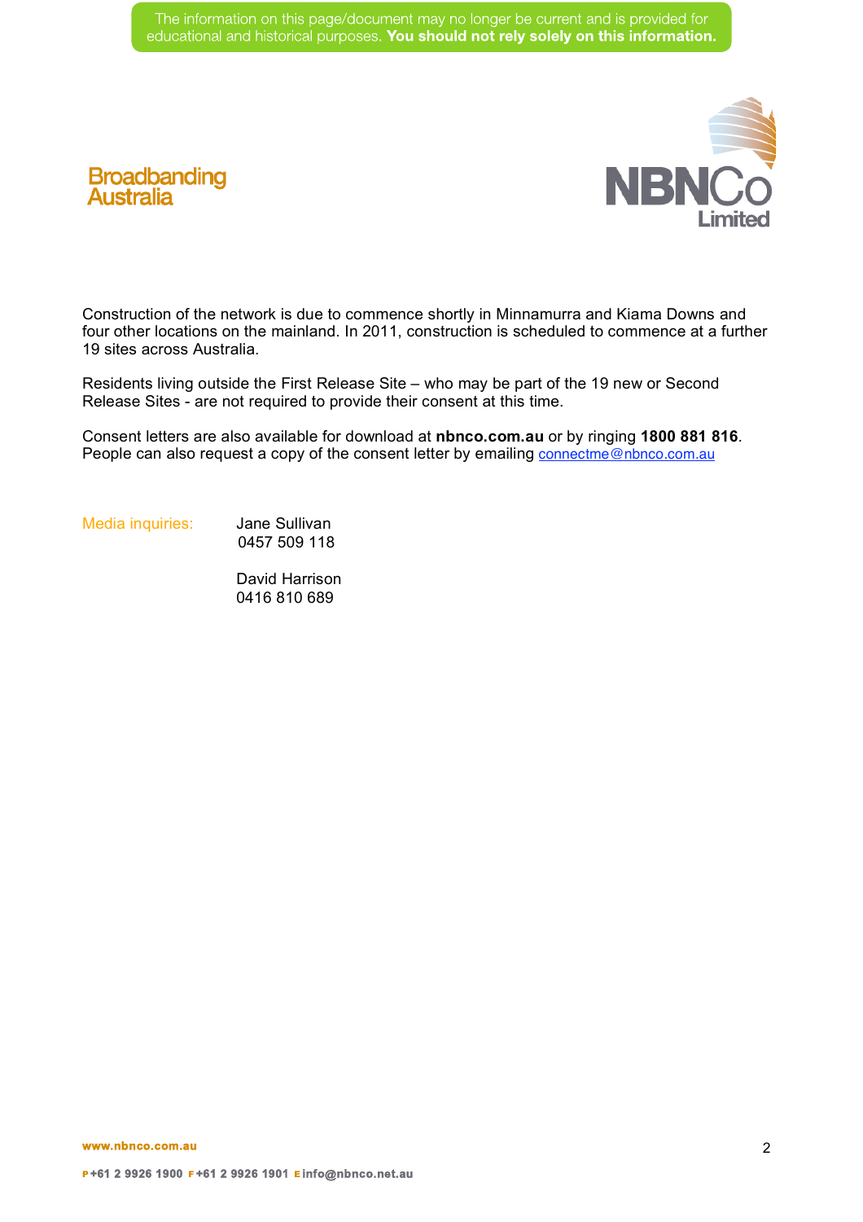Construction of the network is due to commence shortly in Minnamurra and Kiama Downs and four other locations on the mainland. In 2011, construction is scheduled to commence at a further 19 sites across Australia.

Residents living outside the First Release Site – who may be part of the 19 new or Second Release Sites - are not required to provide their consent at this time.

Consent letters are also available for download at **nbnco.com.au** or by ringing **1800 881 816**. People can also request a copy of the consent letter by emailing connectme@nbnco.com.au

Media inquiries:

Jane Sullivan
0457 509 118

David Harrison
0416 810 689